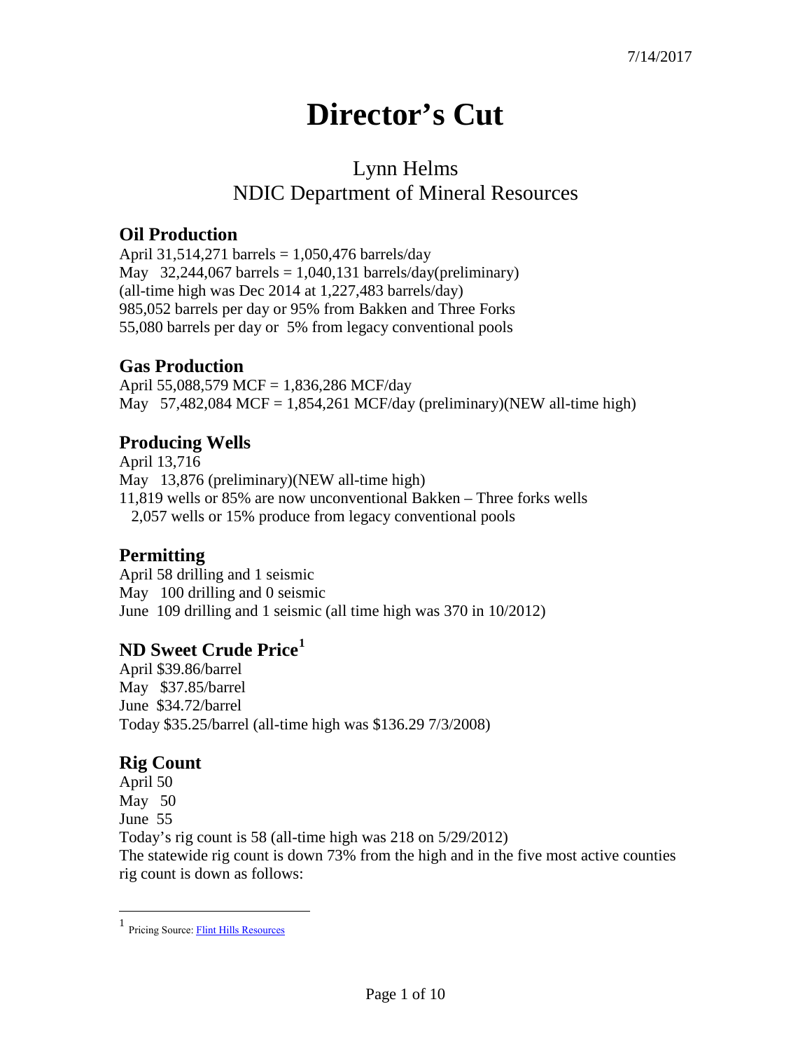7/14/2017

# Director's Cut

## Lynn Helms
## NDIC Department of Mineral Resources

### Oil Production

April 31,514,271 barrels = 1,050,476 barrels/day
May 32,244,067 barrels = 1,040,131 barrels/day(preliminary)
(all-time high was Dec 2014 at 1,227,483 barrels/day)
985,052 barrels per day or 95% from Bakken and Three Forks
55,080 barrels per day or 5% from legacy conventional pools

### Gas Production

April 55,088,579 MCF = 1,836,286 MCF/day
May 57,482,084 MCF = 1,854,261 MCF/day (preliminary)(NEW all-time high)

### Producing Wells

April 13,716
May 13,876 (preliminary)(NEW all-time high)
11,819 wells or 85% are now unconventional Bakken – Three forks wells
2,057 wells or 15% produce from legacy conventional pools

### Permitting

April 58 drilling and 1 seismic
May 100 drilling and 0 seismic
June 109 drilling and 1 seismic (all time high was 370 in 10/2012)

### ND Sweet Crude Price[1]

April $39.86/barrel
May $37.85/barrel
June $34.72/barrel
Today $35.25/barrel (all-time high was $136.29 7/3/2008)

### Rig Count

April 50
May 50
June 55
Today's rig count is 58 (all-time high was 218 on 5/29/2012)
The statewide rig count is down 73% from the high and in the five most active counties rig count is down as follows:

[1] Pricing Source: Flint Hills Resources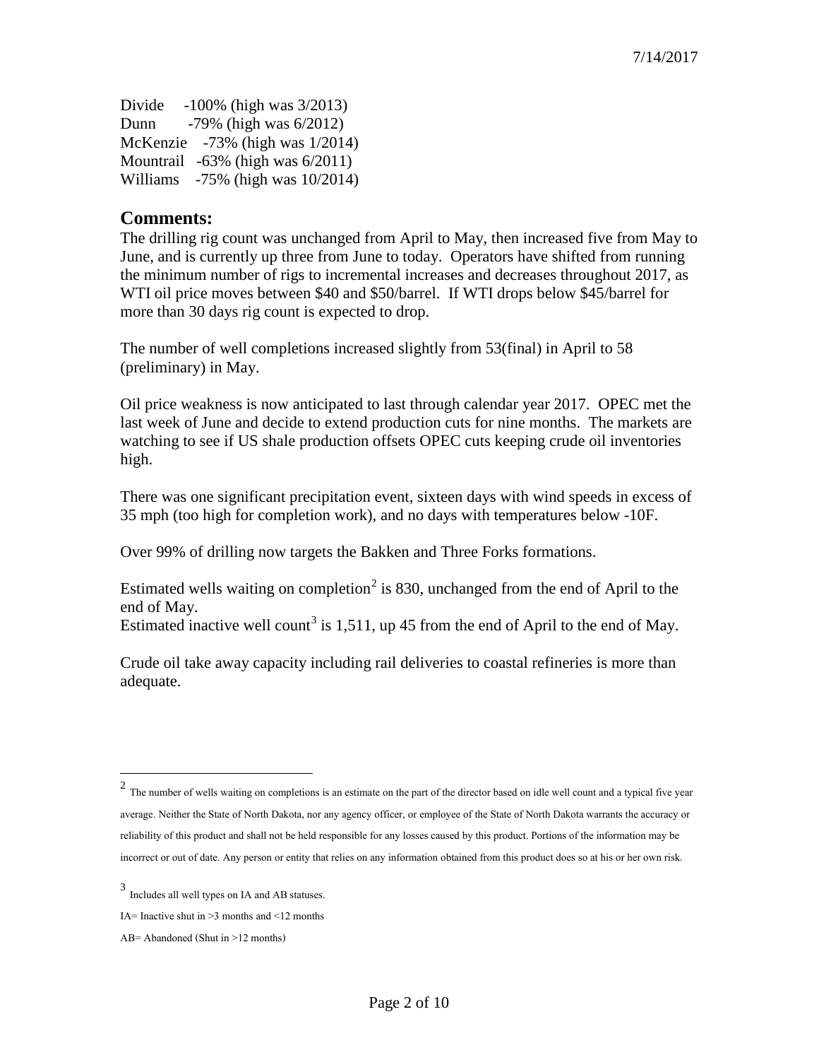Divide -100% (high was 3/2013)
Dunn -79% (high was 6/2012)
McKenzie -73% (high was 1/2014)
Mountrail -63% (high was 6/2011)
Williams -75% (high was 10/2014)

## Comments:

The drilling rig count was unchanged from April to May, then increased five from May to June, and is currently up three from June to today. Operators have shifted from running the minimum number of rigs to incremental increases and decreases throughout 2017, as WTI oil price moves between $40 and $50/barrel. If WTI drops below $45/barrel for more than 30 days rig count is expected to drop.

The number of well completions increased slightly from 53(final) in April to 58 (preliminary) in May.

Oil price weakness is now anticipated to last through calendar year 2017. OPEC met the last week of June and decide to extend production cuts for nine months. The markets are watching to see if US shale production offsets OPEC cuts keeping crude oil inventories high.

There was one significant precipitation event, sixteen days with wind speeds in excess of 35 mph (too high for completion work), and no days with temperatures below -10F.

Over 99% of drilling now targets the Bakken and Three Forks formations.

Estimated wells waiting on completion[2] is 830, unchanged from the end of April to the end of May.
Estimated inactive well count[3] is 1,511, up 45 from the end of April to the end of May.

Crude oil take away capacity including rail deliveries to coastal refineries is more than adequate.

---

[2] The number of wells waiting on completions is an estimate on the part of the director based on idle well count and a typical five year average. Neither the State of North Dakota, nor any agency officer, or employee of the State of North Dakota warrants the accuracy or reliability of this product and shall not be held responsible for any losses caused by this product. Portions of the information may be incorrect or out of date. Any person or entity that relies on any information obtained from this product does so at his or her own risk.

[3] Includes all well types on IA and AB statuses.

IA= Inactive shut in >3 months and <12 months

AB= Abandoned (Shut in >12 months)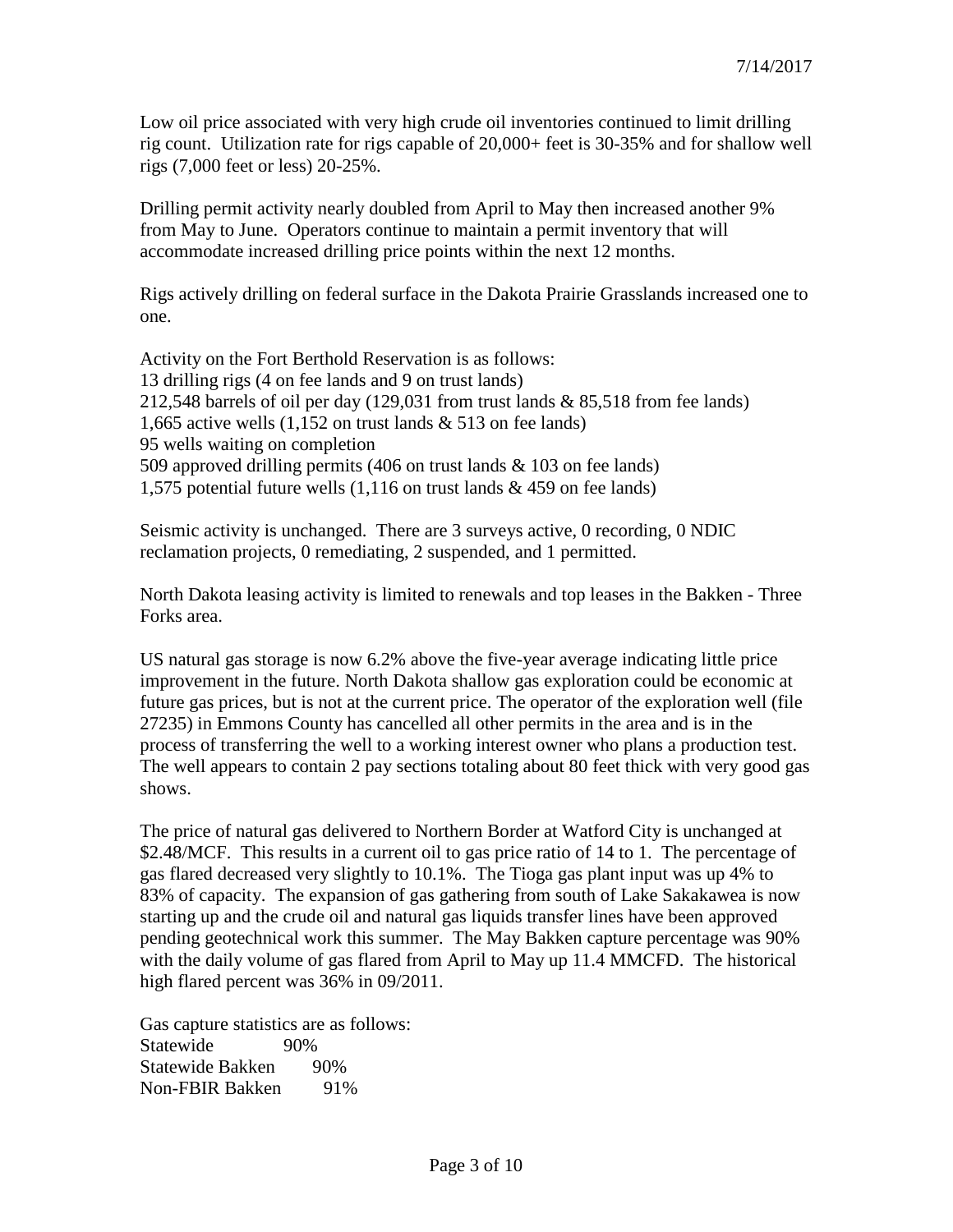7/14/2017

Low oil price associated with very high crude oil inventories continued to limit drilling rig count. Utilization rate for rigs capable of 20,000+ feet is 30-35% and for shallow well rigs (7,000 feet or less) 20-25%.

Drilling permit activity nearly doubled from April to May then increased another 9% from May to June. Operators continue to maintain a permit inventory that will accommodate increased drilling price points within the next 12 months.

Rigs actively drilling on federal surface in the Dakota Prairie Grasslands increased one to one.

Activity on the Fort Berthold Reservation is as follows:
13 drilling rigs (4 on fee lands and 9 on trust lands)
212,548 barrels of oil per day (129,031 from trust lands & 85,518 from fee lands)
1,665 active wells (1,152 on trust lands & 513 on fee lands)
95 wells waiting on completion
509 approved drilling permits (406 on trust lands & 103 on fee lands)
1,575 potential future wells (1,116 on trust lands & 459 on fee lands)

Seismic activity is unchanged. There are 3 surveys active, 0 recording, 0 NDIC reclamation projects, 0 remediating, 2 suspended, and 1 permitted.

North Dakota leasing activity is limited to renewals and top leases in the Bakken - Three Forks area.

US natural gas storage is now 6.2% above the five-year average indicating little price improvement in the future. North Dakota shallow gas exploration could be economic at future gas prices, but is not at the current price. The operator of the exploration well (file 27235) in Emmons County has cancelled all other permits in the area and is in the process of transferring the well to a working interest owner who plans a production test. The well appears to contain 2 pay sections totaling about 80 feet thick with very good gas shows.

The price of natural gas delivered to Northern Border at Watford City is unchanged at \$2.48/MCF. This results in a current oil to gas price ratio of 14 to 1. The percentage of gas flared decreased very slightly to 10.1%. The Tioga gas plant input was up 4% to 83% of capacity. The expansion of gas gathering from south of Lake Sakakawea is now starting up and the crude oil and natural gas liquids transfer lines have been approved pending geotechnical work this summer. The May Bakken capture percentage was 90% with the daily volume of gas flared from April to May up 11.4 MMCFD. The historical high flared percent was 36% in 09/2011.

Gas capture statistics are as follows:

| | |
|---|---|
| Statewide | 90% |
| Statewide Bakken | 90% |
| Non-FBIR Bakken | 91% |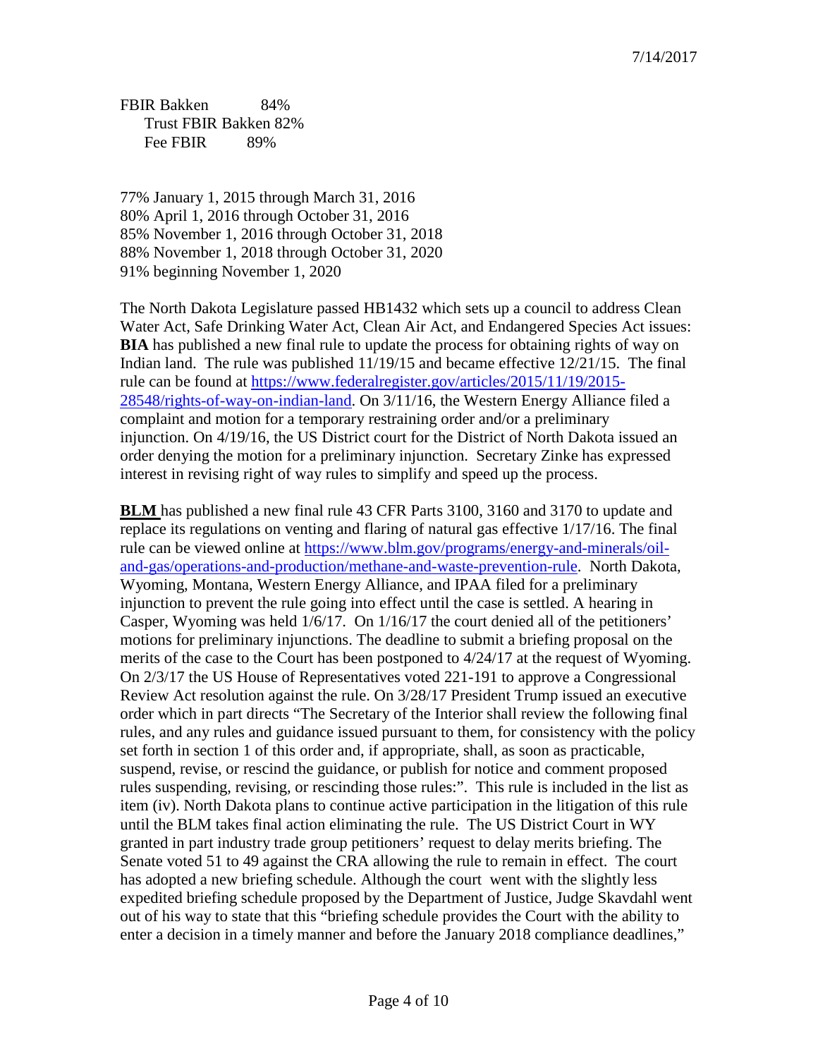FBIR Bakken 84%
Trust FBIR Bakken 82%
Fee FBIR 89%

77% January 1, 2015 through March 31, 2016
80% April 1, 2016 through October 31, 2016
85% November 1, 2016 through October 31, 2018
88% November 1, 2018 through October 31, 2020
91% beginning November 1, 2020

The North Dakota Legislature passed HB1432 which sets up a council to address Clean Water Act, Safe Drinking Water Act, Clean Air Act, and Endangered Species Act issues: **BIA** has published a new final rule to update the process for obtaining rights of way on Indian land. The rule was published 11/19/15 and became effective 12/21/15. The final rule can be found at https://www.federalregister.gov/articles/2015/11/19/2015-28548/rights-of-way-on-indian-land. On 3/11/16, the Western Energy Alliance filed a complaint and motion for a temporary restraining order and/or a preliminary injunction. On 4/19/16, the US District court for the District of North Dakota issued an order denying the motion for a preliminary injunction. Secretary Zinke has expressed interest in revising right of way rules to simplify and speed up the process.

**BLM** has published a new final rule 43 CFR Parts 3100, 3160 and 3170 to update and replace its regulations on venting and flaring of natural gas effective 1/17/16. The final rule can be viewed online at https://www.blm.gov/programs/energy-and-minerals/oil-and-gas/operations-and-production/methane-and-waste-prevention-rule. North Dakota, Wyoming, Montana, Western Energy Alliance, and IPAA filed for a preliminary injunction to prevent the rule going into effect until the case is settled. A hearing in Casper, Wyoming was held 1/6/17. On 1/16/17 the court denied all of the petitioners' motions for preliminary injunctions. The deadline to submit a briefing proposal on the merits of the case to the Court has been postponed to 4/24/17 at the request of Wyoming. On 2/3/17 the US House of Representatives voted 221-191 to approve a Congressional Review Act resolution against the rule. On 3/28/17 President Trump issued an executive order which in part directs "The Secretary of the Interior shall review the following final rules, and any rules and guidance issued pursuant to them, for consistency with the policy set forth in section 1 of this order and, if appropriate, shall, as soon as practicable, suspend, revise, or rescind the guidance, or publish for notice and comment proposed rules suspending, revising, or rescinding those rules:". This rule is included in the list as item (iv). North Dakota plans to continue active participation in the litigation of this rule until the BLM takes final action eliminating the rule. The US District Court in WY granted in part industry trade group petitioners' request to delay merits briefing. The Senate voted 51 to 49 against the CRA allowing the rule to remain in effect. The court has adopted a new briefing schedule. Although the court went with the slightly less expedited briefing schedule proposed by the Department of Justice, Judge Skavdahl went out of his way to state that this "briefing schedule provides the Court with the ability to enter a decision in a timely manner and before the January 2018 compliance deadlines,"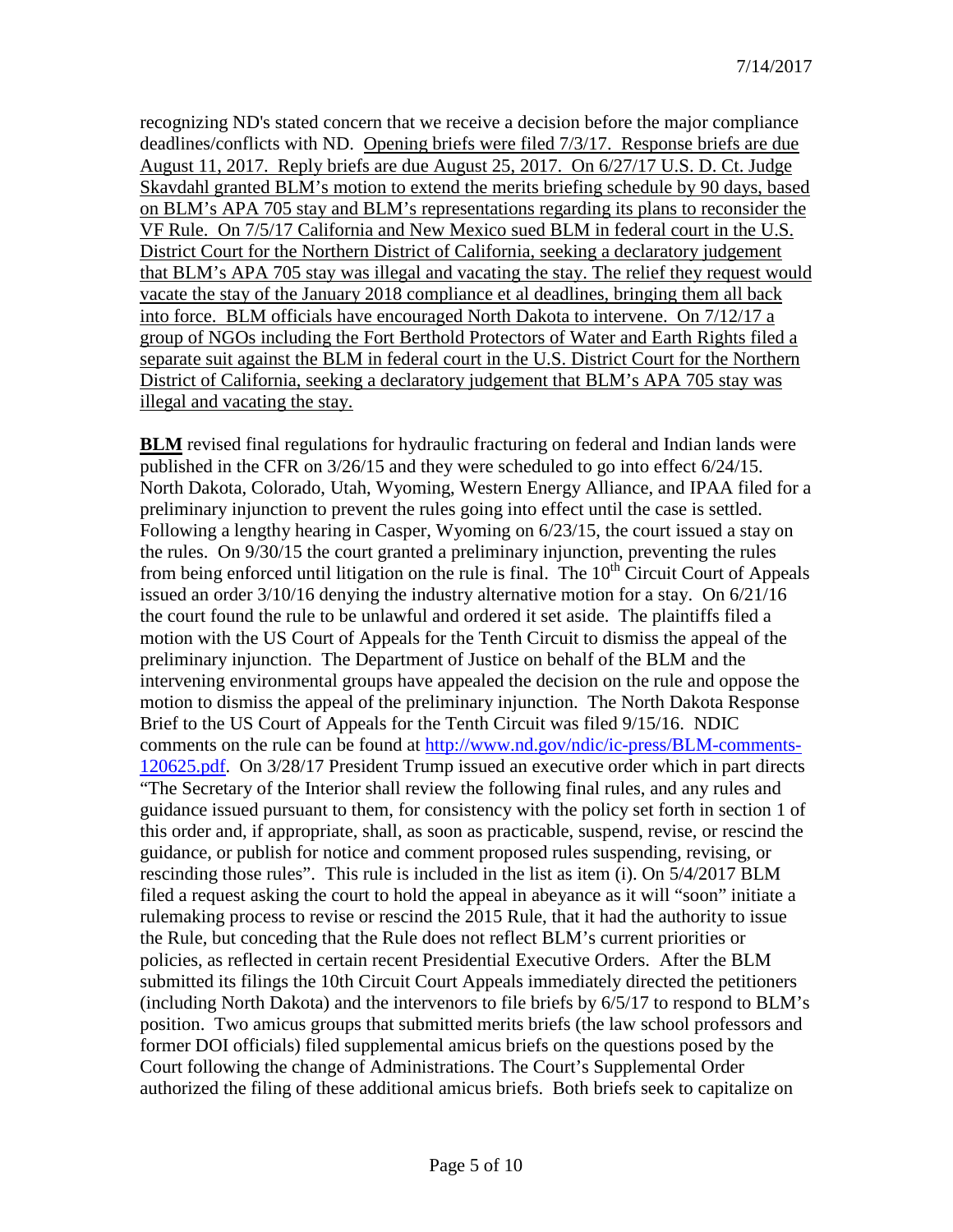recognizing ND's stated concern that we receive a decision before the major compliance deadlines/conflicts with ND. <u>Opening briefs were filed 7/3/17. Response briefs are due August 11, 2017. Reply briefs are due August 25, 2017. On 6/27/17 U.S. D. Ct. Judge Skavdahl granted BLM's motion to extend the merits briefing schedule by 90 days, based on BLM's APA 705 stay and BLM's representations regarding its plans to reconsider the VF Rule. On 7/5/17 California and New Mexico sued BLM in federal court in the U.S. District Court for the Northern District of California, seeking a declaratory judgement that BLM's APA 705 stay was illegal and vacating the stay. The relief they request would vacate the stay of the January 2018 compliance et al deadlines, bringing them all back into force. BLM officials have encouraged North Dakota to intervene. On 7/12/17 a group of NGOs including the Fort Berthold Protectors of Water and Earth Rights filed a separate suit against the BLM in federal court in the U.S. District Court for the Northern District of California, seeking a declaratory judgement that BLM's APA 705 stay was illegal and vacating the stay.</u>

<u>**BLM**</u> revised final regulations for hydraulic fracturing on federal and Indian lands were published in the CFR on 3/26/15 and they were scheduled to go into effect 6/24/15. North Dakota, Colorado, Utah, Wyoming, Western Energy Alliance, and IPAA filed for a preliminary injunction to prevent the rules going into effect until the case is settled. Following a lengthy hearing in Casper, Wyoming on 6/23/15, the court issued a stay on the rules. On 9/30/15 the court granted a preliminary injunction, preventing the rules from being enforced until litigation on the rule is final. The 10th Circuit Court of Appeals issued an order 3/10/16 denying the industry alternative motion for a stay. On 6/21/16 the court found the rule to be unlawful and ordered it set aside. The plaintiffs filed a motion with the US Court of Appeals for the Tenth Circuit to dismiss the appeal of the preliminary injunction. The Department of Justice on behalf of the BLM and the intervening environmental groups have appealed the decision on the rule and oppose the motion to dismiss the appeal of the preliminary injunction. The North Dakota Response Brief to the US Court of Appeals for the Tenth Circuit was filed 9/15/16. NDIC comments on the rule can be found at [http://www.nd.gov/ndic/ic-press/BLM-comments-120625.pdf](http://www.nd.gov/ndic/ic-press/BLM-comments-120625.pdf). On 3/28/17 President Trump issued an executive order which in part directs "The Secretary of the Interior shall review the following final rules, and any rules and guidance issued pursuant to them, for consistency with the policy set forth in section 1 of this order and, if appropriate, shall, as soon as practicable, suspend, revise, or rescind the guidance, or publish for notice and comment proposed rules suspending, revising, or rescinding those rules". This rule is included in the list as item (i). On 5/4/2017 BLM filed a request asking the court to hold the appeal in abeyance as it will "soon" initiate a rulemaking process to revise or rescind the 2015 Rule, that it had the authority to issue the Rule, but conceding that the Rule does not reflect BLM's current priorities or policies, as reflected in certain recent Presidential Executive Orders. After the BLM submitted its filings the 10th Circuit Court Appeals immediately directed the petitioners (including North Dakota) and the intervenors to file briefs by 6/5/17 to respond to BLM's position. Two amicus groups that submitted merits briefs (the law school professors and former DOI officials) filed supplemental amicus briefs on the questions posed by the Court following the change of Administrations. The Court's Supplemental Order authorized the filing of these additional amicus briefs. Both briefs seek to capitalize on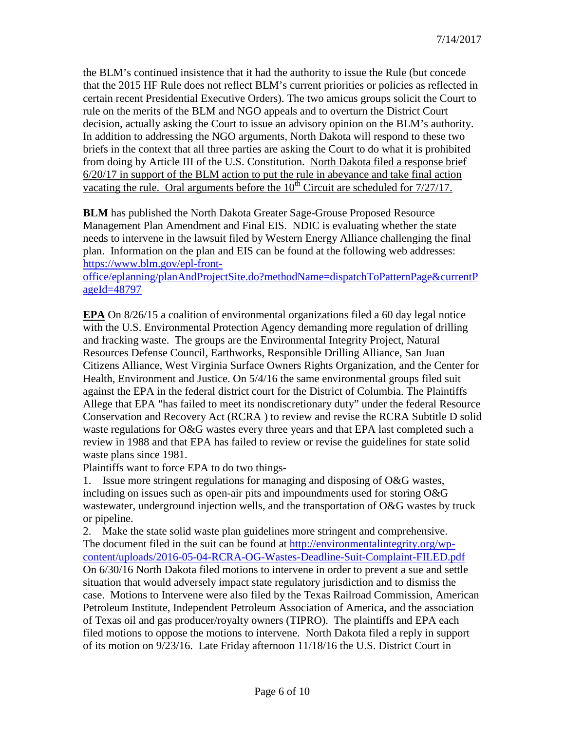the BLM's continued insistence that it had the authority to issue the Rule (but concede that the 2015 HF Rule does not reflect BLM's current priorities or policies as reflected in certain recent Presidential Executive Orders). The two amicus groups solicit the Court to rule on the merits of the BLM and NGO appeals and to overturn the District Court decision, actually asking the Court to issue an advisory opinion on the BLM's authority. In addition to addressing the NGO arguments, North Dakota will respond to these two briefs in the context that all three parties are asking the Court to do what it is prohibited from doing by Article III of the U.S. Constitution. North Dakota filed a response brief 6/20/17 in support of the BLM action to put the rule in abeyance and take final action vacating the rule. Oral arguments before the 10th Circuit are scheduled for 7/27/17.

**BLM** has published the North Dakota Greater Sage-Grouse Proposed Resource Management Plan Amendment and Final EIS. NDIC is evaluating whether the state needs to intervene in the lawsuit filed by Western Energy Alliance challenging the final plan. Information on the plan and EIS can be found at the following web addresses: https://www.blm.gov/epl-front-office/eplanning/planAndProjectSite.do?methodName=dispatchToPatternPage&currentPageId=48797

**EPA** On 8/26/15 a coalition of environmental organizations filed a 60 day legal notice with the U.S. Environmental Protection Agency demanding more regulation of drilling and fracking waste. The groups are the Environmental Integrity Project, Natural Resources Defense Council, Earthworks, Responsible Drilling Alliance, San Juan Citizens Alliance, West Virginia Surface Owners Rights Organization, and the Center for Health, Environment and Justice. On 5/4/16 the same environmental groups filed suit against the EPA in the federal district court for the District of Columbia. The Plaintiffs Allege that EPA "has failed to meet its nondiscretionary duty" under the federal Resource Conservation and Recovery Act (RCRA ) to review and revise the RCRA Subtitle D solid waste regulations for O&G wastes every three years and that EPA last completed such a review in 1988 and that EPA has failed to review or revise the guidelines for state solid waste plans since 1981.

Plaintiffs want to force EPA to do two things-

1. Issue more stringent regulations for managing and disposing of O&G wastes, including on issues such as open-air pits and impoundments used for storing O&G wastewater, underground injection wells, and the transportation of O&G wastes by truck or pipeline.
2. Make the state solid waste plan guidelines more stringent and comprehensive.

The document filed in the suit can be found at http://environmentalintegrity.org/wp-content/uploads/2016-05-04-RCRA-OG-Wastes-Deadline-Suit-Complaint-FILED.pdf
On 6/30/16 North Dakota filed motions to intervene in order to prevent a sue and settle situation that would adversely impact state regulatory jurisdiction and to dismiss the case. Motions to Intervene were also filed by the Texas Railroad Commission, American Petroleum Institute, Independent Petroleum Association of America, and the association of Texas oil and gas producer/royalty owners (TIPRO). The plaintiffs and EPA each filed motions to oppose the motions to intervene. North Dakota filed a reply in support of its motion on 9/23/16. Late Friday afternoon 11/18/16 the U.S. District Court in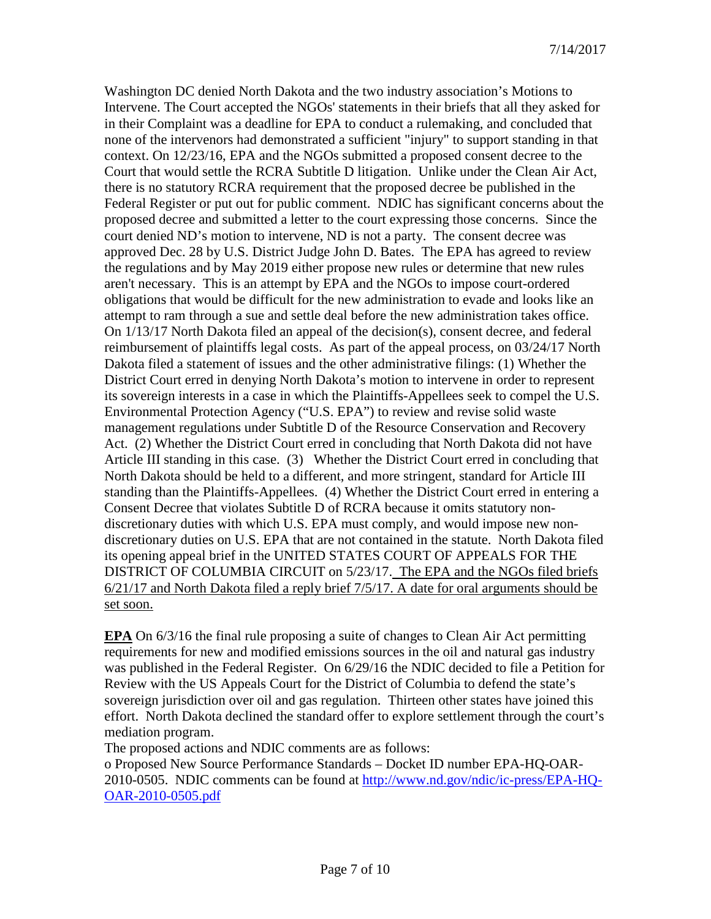Washington DC denied North Dakota and the two industry association's Motions to Intervene. The Court accepted the NGOs' statements in their briefs that all they asked for in their Complaint was a deadline for EPA to conduct a rulemaking, and concluded that none of the intervenors had demonstrated a sufficient "injury" to support standing in that context. On 12/23/16, EPA and the NGOs submitted a proposed consent decree to the Court that would settle the RCRA Subtitle D litigation. Unlike under the Clean Air Act, there is no statutory RCRA requirement that the proposed decree be published in the Federal Register or put out for public comment. NDIC has significant concerns about the proposed decree and submitted a letter to the court expressing those concerns. Since the court denied ND's motion to intervene, ND is not a party. The consent decree was approved Dec. 28 by U.S. District Judge John D. Bates. The EPA has agreed to review the regulations and by May 2019 either propose new rules or determine that new rules aren't necessary. This is an attempt by EPA and the NGOs to impose court-ordered obligations that would be difficult for the new administration to evade and looks like an attempt to ram through a sue and settle deal before the new administration takes office. On 1/13/17 North Dakota filed an appeal of the decision(s), consent decree, and federal reimbursement of plaintiffs legal costs. As part of the appeal process, on 03/24/17 North Dakota filed a statement of issues and the other administrative filings: (1) Whether the District Court erred in denying North Dakota's motion to intervene in order to represent its sovereign interests in a case in which the Plaintiffs-Appellees seek to compel the U.S. Environmental Protection Agency ("U.S. EPA") to review and revise solid waste management regulations under Subtitle D of the Resource Conservation and Recovery Act. (2) Whether the District Court erred in concluding that North Dakota did not have Article III standing in this case. (3) Whether the District Court erred in concluding that North Dakota should be held to a different, and more stringent, standard for Article III standing than the Plaintiffs-Appellees. (4) Whether the District Court erred in entering a Consent Decree that violates Subtitle D of RCRA because it omits statutory non-discretionary duties with which U.S. EPA must comply, and would impose new non-discretionary duties on U.S. EPA that are not contained in the statute. North Dakota filed its opening appeal brief in the UNITED STATES COURT OF APPEALS FOR THE DISTRICT OF COLUMBIA CIRCUIT on 5/23/17. The EPA and the NGOs filed briefs 6/21/17 and North Dakota filed a reply brief 7/5/17. A date for oral arguments should be set soon.

**EPA** On 6/3/16 the final rule proposing a suite of changes to Clean Air Act permitting requirements for new and modified emissions sources in the oil and natural gas industry was published in the Federal Register. On 6/29/16 the NDIC decided to file a Petition for Review with the US Appeals Court for the District of Columbia to defend the state's sovereign jurisdiction over oil and gas regulation. Thirteen other states have joined this effort. North Dakota declined the standard offer to explore settlement through the court's mediation program.

The proposed actions and NDIC comments are as follows:

o Proposed New Source Performance Standards – Docket ID number EPA-HQ-OAR-2010-0505. NDIC comments can be found at [http://www.nd.gov/ndic/ic-press/EPA-HQ-OAR-2010-0505.pdf](http://www.nd.gov/ndic/ic-press/EPA-HQ-OAR-2010-0505.pdf)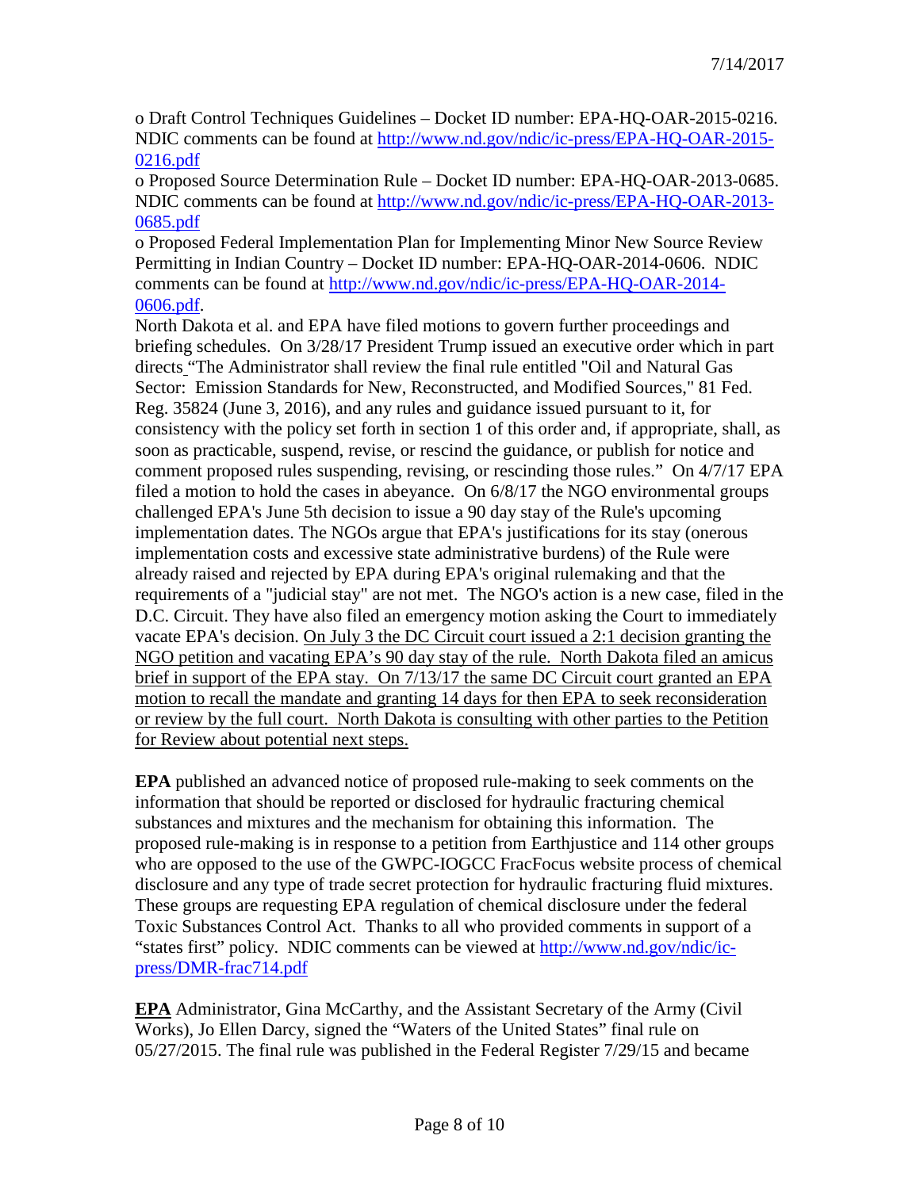o Draft Control Techniques Guidelines – Docket ID number: EPA-HQ-OAR-2015-0216. NDIC comments can be found at http://www.nd.gov/ndic/ic-press/EPA-HQ-OAR-2015-0216.pdf

o Proposed Source Determination Rule – Docket ID number: EPA-HQ-OAR-2013-0685. NDIC comments can be found at http://www.nd.gov/ndic/ic-press/EPA-HQ-OAR-2013-0685.pdf

o Proposed Federal Implementation Plan for Implementing Minor New Source Review Permitting in Indian Country – Docket ID number: EPA-HQ-OAR-2014-0606. NDIC comments can be found at http://www.nd.gov/ndic/ic-press/EPA-HQ-OAR-2014-0606.pdf.

North Dakota et al. and EPA have filed motions to govern further proceedings and briefing schedules. On 3/28/17 President Trump issued an executive order which in part directs "The Administrator shall review the final rule entitled "Oil and Natural Gas Sector: Emission Standards for New, Reconstructed, and Modified Sources," 81 Fed. Reg. 35824 (June 3, 2016), and any rules and guidance issued pursuant to it, for consistency with the policy set forth in section 1 of this order and, if appropriate, shall, as soon as practicable, suspend, revise, or rescind the guidance, or publish for notice and comment proposed rules suspending, revising, or rescinding those rules." On 4/7/17 EPA filed a motion to hold the cases in abeyance. On 6/8/17 the NGO environmental groups challenged EPA's June 5th decision to issue a 90 day stay of the Rule's upcoming implementation dates. The NGOs argue that EPA's justifications for its stay (onerous implementation costs and excessive state administrative burdens) of the Rule were already raised and rejected by EPA during EPA's original rulemaking and that the requirements of a "judicial stay" are not met. The NGO's action is a new case, filed in the D.C. Circuit. They have also filed an emergency motion asking the Court to immediately vacate EPA's decision. On July 3 the DC Circuit court issued a 2:1 decision granting the NGO petition and vacating EPA's 90 day stay of the rule. North Dakota filed an amicus brief in support of the EPA stay. On 7/13/17 the same DC Circuit court granted an EPA motion to recall the mandate and granting 14 days for then EPA to seek reconsideration or review by the full court. North Dakota is consulting with other parties to the Petition for Review about potential next steps.

**EPA** published an advanced notice of proposed rule-making to seek comments on the information that should be reported or disclosed for hydraulic fracturing chemical substances and mixtures and the mechanism for obtaining this information. The proposed rule-making is in response to a petition from Earthjustice and 114 other groups who are opposed to the use of the GWPC-IOGCC FracFocus website process of chemical disclosure and any type of trade secret protection for hydraulic fracturing fluid mixtures. These groups are requesting EPA regulation of chemical disclosure under the federal Toxic Substances Control Act. Thanks to all who provided comments in support of a "states first" policy. NDIC comments can be viewed at http://www.nd.gov/ndic/ic-press/DMR-frac714.pdf

**EPA** Administrator, Gina McCarthy, and the Assistant Secretary of the Army (Civil Works), Jo Ellen Darcy, signed the "Waters of the United States" final rule on 05/27/2015. The final rule was published in the Federal Register 7/29/15 and became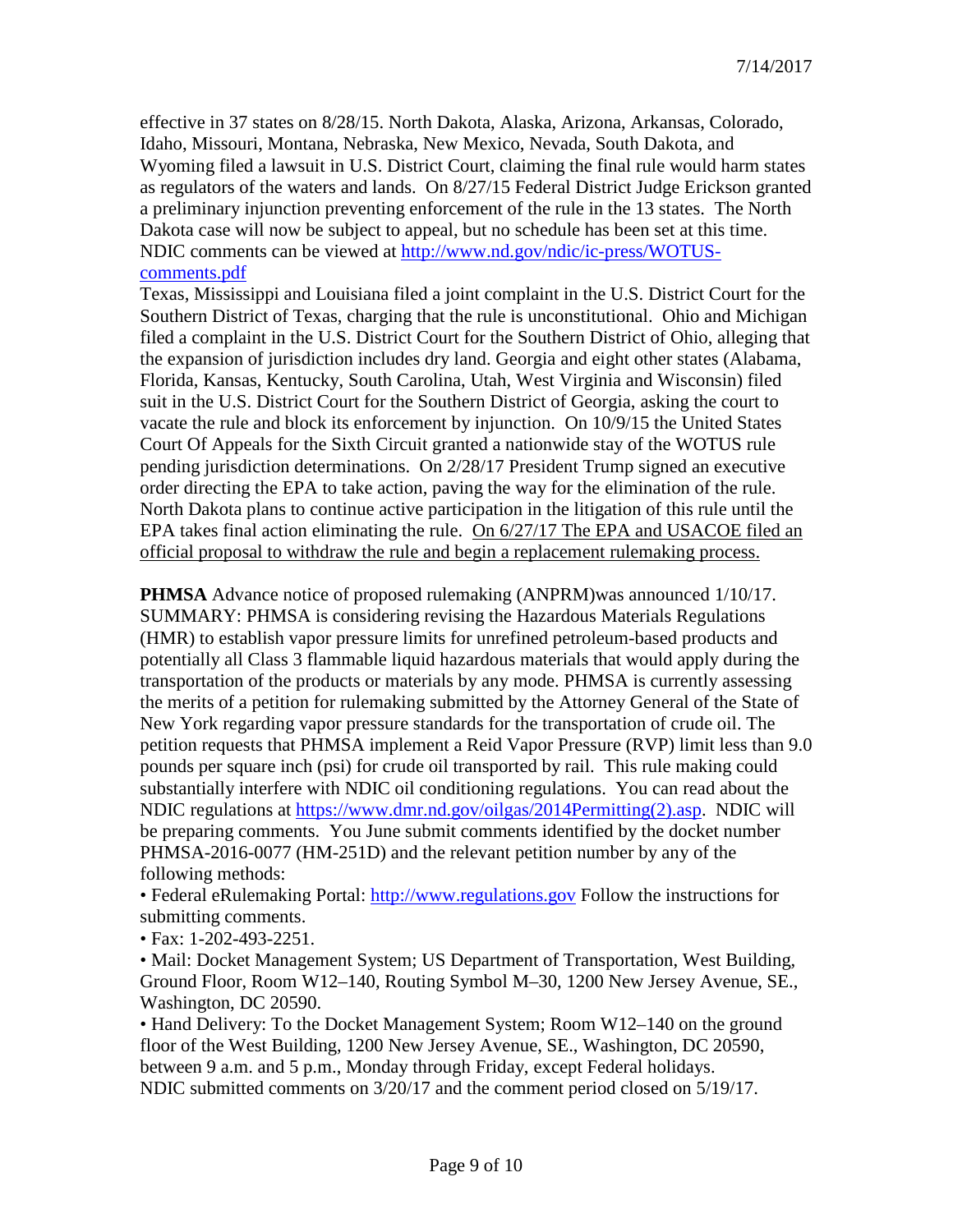effective in 37 states on 8/28/15. North Dakota, Alaska, Arizona, Arkansas, Colorado, Idaho, Missouri, Montana, Nebraska, New Mexico, Nevada, South Dakota, and Wyoming filed a lawsuit in U.S. District Court, claiming the final rule would harm states as regulators of the waters and lands. On 8/27/15 Federal District Judge Erickson granted a preliminary injunction preventing enforcement of the rule in the 13 states. The North Dakota case will now be subject to appeal, but no schedule has been set at this time. NDIC comments can be viewed at [http://www.nd.gov/ndic/ic-press/WOTUS-comments.pdf](http://www.nd.gov/ndic/ic-press/WOTUS-comments.pdf)

Texas, Mississippi and Louisiana filed a joint complaint in the U.S. District Court for the Southern District of Texas, charging that the rule is unconstitutional. Ohio and Michigan filed a complaint in the U.S. District Court for the Southern District of Ohio, alleging that the expansion of jurisdiction includes dry land. Georgia and eight other states (Alabama, Florida, Kansas, Kentucky, South Carolina, Utah, West Virginia and Wisconsin) filed suit in the U.S. District Court for the Southern District of Georgia, asking the court to vacate the rule and block its enforcement by injunction. On 10/9/15 the United States Court Of Appeals for the Sixth Circuit granted a nationwide stay of the WOTUS rule pending jurisdiction determinations. On 2/28/17 President Trump signed an executive order directing the EPA to take action, paving the way for the elimination of the rule. North Dakota plans to continue active participation in the litigation of this rule until the EPA takes final action eliminating the rule. <u>On 6/27/17 The EPA and USACOE filed an official proposal to withdraw the rule and begin a replacement rulemaking process.</u>

**PHMSA** Advance notice of proposed rulemaking (ANPRM)was announced 1/10/17. SUMMARY: PHMSA is considering revising the Hazardous Materials Regulations (HMR) to establish vapor pressure limits for unrefined petroleum-based products and potentially all Class 3 flammable liquid hazardous materials that would apply during the transportation of the products or materials by any mode. PHMSA is currently assessing the merits of a petition for rulemaking submitted by the Attorney General of the State of New York regarding vapor pressure standards for the transportation of crude oil. The petition requests that PHMSA implement a Reid Vapor Pressure (RVP) limit less than 9.0 pounds per square inch (psi) for crude oil transported by rail. This rule making could substantially interfere with NDIC oil conditioning regulations. You can read about the NDIC regulations at [https://www.dmr.nd.gov/oilgas/2014Permitting(2).asp](https://www.dmr.nd.gov/oilgas/2014Permitting(2).asp). NDIC will be preparing comments. You June submit comments identified by the docket number PHMSA-2016-0077 (HM-251D) and the relevant petition number by any of the following methods:

- Federal eRulemaking Portal: [http://www.regulations.gov](http://www.regulations.gov) Follow the instructions for submitting comments.
- Fax: 1-202-493-2251.
- Mail: Docket Management System; US Department of Transportation, West Building, Ground Floor, Room W12–140, Routing Symbol M–30, 1200 New Jersey Avenue, SE., Washington, DC 20590.
- Hand Delivery: To the Docket Management System; Room W12–140 on the ground floor of the West Building, 1200 New Jersey Avenue, SE., Washington, DC 20590, between 9 a.m. and 5 p.m., Monday through Friday, except Federal holidays.

NDIC submitted comments on 3/20/17 and the comment period closed on 5/19/17.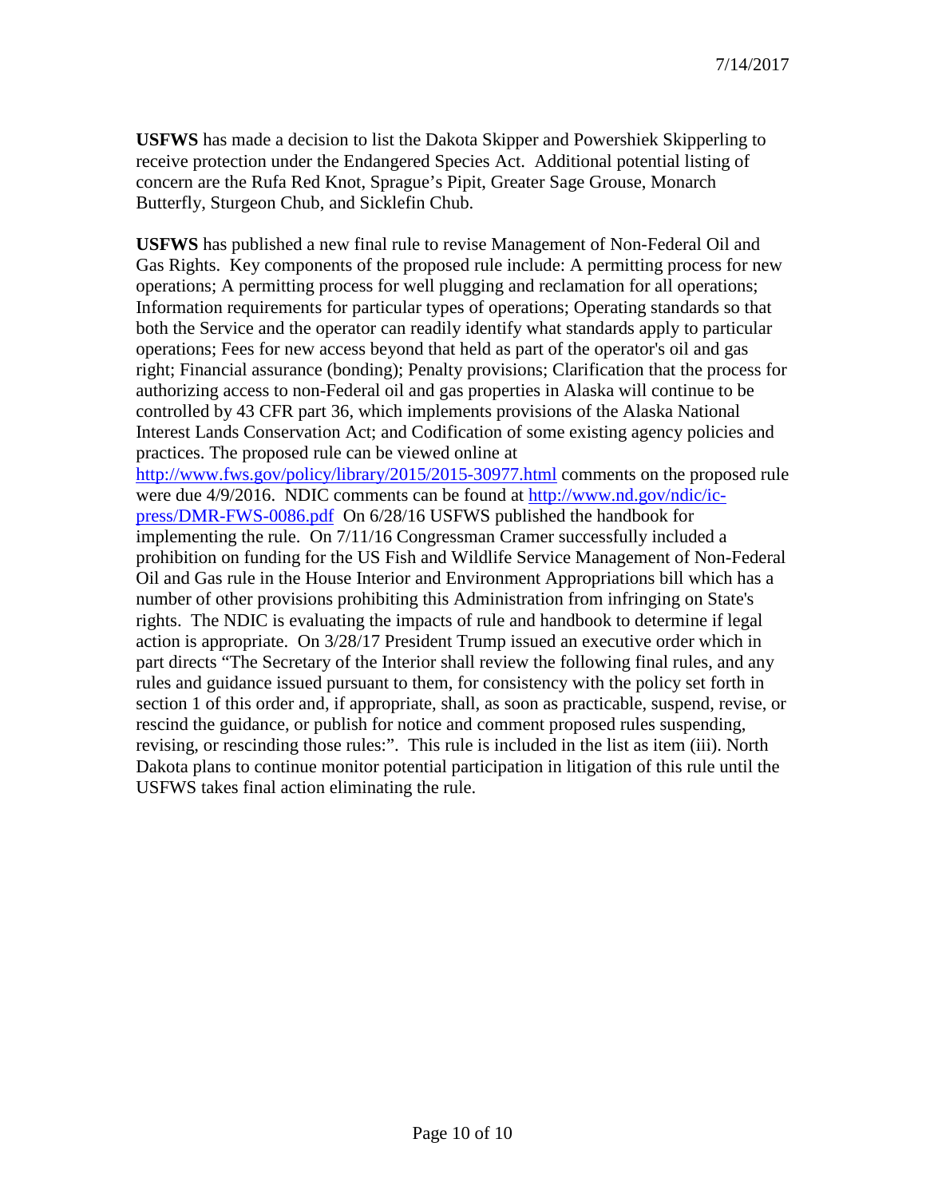**USFWS** has made a decision to list the Dakota Skipper and Powershiek Skipperling to receive protection under the Endangered Species Act. Additional potential listing of concern are the Rufa Red Knot, Sprague's Pipit, Greater Sage Grouse, Monarch Butterfly, Sturgeon Chub, and Sicklefin Chub.

**USFWS** has published a new final rule to revise Management of Non-Federal Oil and Gas Rights. Key components of the proposed rule include: A permitting process for new operations; A permitting process for well plugging and reclamation for all operations; Information requirements for particular types of operations; Operating standards so that both the Service and the operator can readily identify what standards apply to particular operations; Fees for new access beyond that held as part of the operator's oil and gas right; Financial assurance (bonding); Penalty provisions; Clarification that the process for authorizing access to non-Federal oil and gas properties in Alaska will continue to be controlled by 43 CFR part 36, which implements provisions of the Alaska National Interest Lands Conservation Act; and Codification of some existing agency policies and practices. The proposed rule can be viewed online at http://www.fws.gov/policy/library/2015/2015-30977.html comments on the proposed rule were due 4/9/2016. NDIC comments can be found at http://www.nd.gov/ndic/ic-press/DMR-FWS-0086.pdf On 6/28/16 USFWS published the handbook for implementing the rule. On 7/11/16 Congressman Cramer successfully included a prohibition on funding for the US Fish and Wildlife Service Management of Non-Federal Oil and Gas rule in the House Interior and Environment Appropriations bill which has a number of other provisions prohibiting this Administration from infringing on State's rights. The NDIC is evaluating the impacts of rule and handbook to determine if legal action is appropriate. On 3/28/17 President Trump issued an executive order which in part directs "The Secretary of the Interior shall review the following final rules, and any rules and guidance issued pursuant to them, for consistency with the policy set forth in section 1 of this order and, if appropriate, shall, as soon as practicable, suspend, revise, or rescind the guidance, or publish for notice and comment proposed rules suspending, revising, or rescinding those rules:". This rule is included in the list as item (iii). North Dakota plans to continue monitor potential participation in litigation of this rule until the USFWS takes final action eliminating the rule.